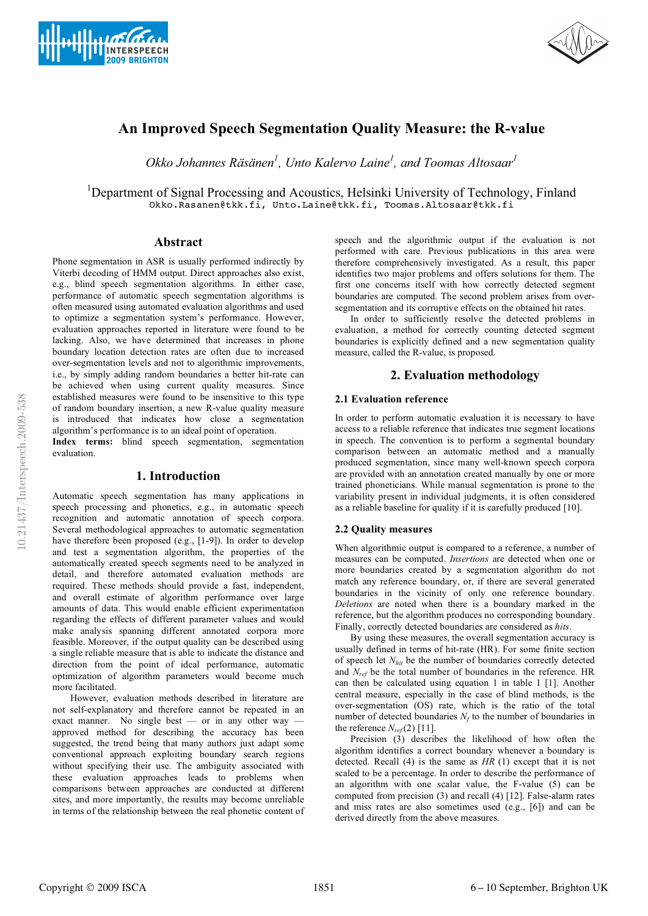# An Improved Speech Segmentation Quality Measure: the R-value

*Okko Johannes Räsänen[1], Unto Kalervo Laine[1], and Toomas Altosaar[1]*

[1]Department of Signal Processing and Acoustics, Helsinki University of Technology, Finland

Okko.Rasanen@tkk.fi, Unto.Laine@tkk.fi, Toomas.Altosaar@tkk.fi

## Abstract

Phone segmentation in ASR is usually performed indirectly by Viterbi decoding of HMM output. Direct approaches also exist, e.g., blind speech segmentation algorithms. In either case, performance of automatic speech segmentation algorithms is often measured using automated evaluation algorithms and used to optimize a segmentation system's performance. However, evaluation approaches reported in literature were found to be lacking. Also, we have determined that increases in phone boundary location detection rates are often due to increased over-segmentation levels and not to algorithmic improvements, i.e., by simply adding random boundaries a better hit-rate can be achieved when using current quality measures. Since established measures were found to be insensitive to this type of random boundary insertion, a new R-value quality measure is introduced that indicates how close a segmentation algorithm's performance is to an ideal point of operation.

**Index terms:** blind speech segmentation, segmentation evaluation.

## 1. Introduction

Automatic speech segmentation has many applications in speech processing and phonetics, e.g., in automatic speech recognition and automatic annotation of speech corpora. Several methodological approaches to automatic segmentation have therefore been proposed (e.g., [1-9]). In order to develop and test a segmentation algorithm, the properties of the automatically created speech segments need to be analyzed in detail, and therefore automated evaluation methods are required. These methods should provide a fast, independent, and overall estimate of algorithm performance over large amounts of data. This would enable efficient experimentation regarding the effects of different parameter values and would make analysis spanning different annotated corpora more feasible. Moreover, if the output quality can be described using a single reliable measure that is able to indicate the distance and direction from the point of ideal performance, automatic optimization of algorithm parameters would become much more facilitated.

However, evaluation methods described in literature are not self-explanatory and therefore cannot be repeated in an exact manner. No single best — or in any other way — approved method for describing the accuracy has been suggested, the trend being that many authors just adapt some conventional approach exploiting boundary search regions without specifying their use. The ambiguity associated with these evaluation approaches leads to problems when comparisons between approaches are conducted at different sites, and more importantly, the results may become unreliable in terms of the relationship between the real phonetic content of speech and the algorithmic output if the evaluation is not performed with care. Previous publications in this area were therefore comprehensively investigated. As a result, this paper identifies two major problems and offers solutions for them. The first one concerns itself with how correctly detected segment boundaries are computed. The second problem arises from over-segmentation and its corruptive effects on the obtained hit rates.

In order to sufficiently resolve the detected problems in evaluation, a method for correctly counting detected segment boundaries is explicitly defined and a new segmentation quality measure, called the R-value, is proposed.

## 2. Evaluation methodology

### 2.1 Evaluation reference

In order to perform automatic evaluation it is necessary to have access to a reliable reference that indicates true segment locations in speech. The convention is to perform a segmental boundary comparison between an automatic method and a manually produced segmentation, since many well-known speech corpora are provided with an annotation created manually by one or more trained phoneticians. While manual segmentation is prone to the variability present in individual judgments, it is often considered as a reliable baseline for quality if it is carefully produced [10].

### 2.2 Quality measures

When algorithmic output is compared to a reference, a number of measures can be computed. *Insertions* are detected when one or more boundaries created by a segmentation algorithm do not match any reference boundary, or, if there are several generated boundaries in the vicinity of only one reference boundary. *Deletions* are noted when there is a boundary marked in the reference, but the algorithm produces no corresponding boundary. Finally, correctly detected boundaries are considered as *hits*.

By using these measures, the overall segmentation accuracy is usually defined in terms of hit-rate (HR). For some finite section of speech let $N_{hit}$ be the number of boundaries correctly detected and $N_{ref}$ be the total number of boundaries in the reference. HR can then be calculated using equation 1 in table 1 [1]. Another central measure, especially in the case of blind methods, is the over-segmentation (OS) rate, which is the ratio of the total number of detected boundaries $N_f$ to the number of boundaries in the reference $N_{ref}$(2) [11].

Precision (3) describes the likelihood of how often the algorithm identifies a correct boundary whenever a boundary is detected. Recall (4) is the same as *HR* (1) except that it is not scaled to be a percentage. In order to describe the performance of an algorithm with one scalar value, the F-value (5) can be computed from precision (3) and recall (4) [12]. False-alarm rates and miss rates are also sometimes used (e.g., [6]) and can be derived directly from the above measures.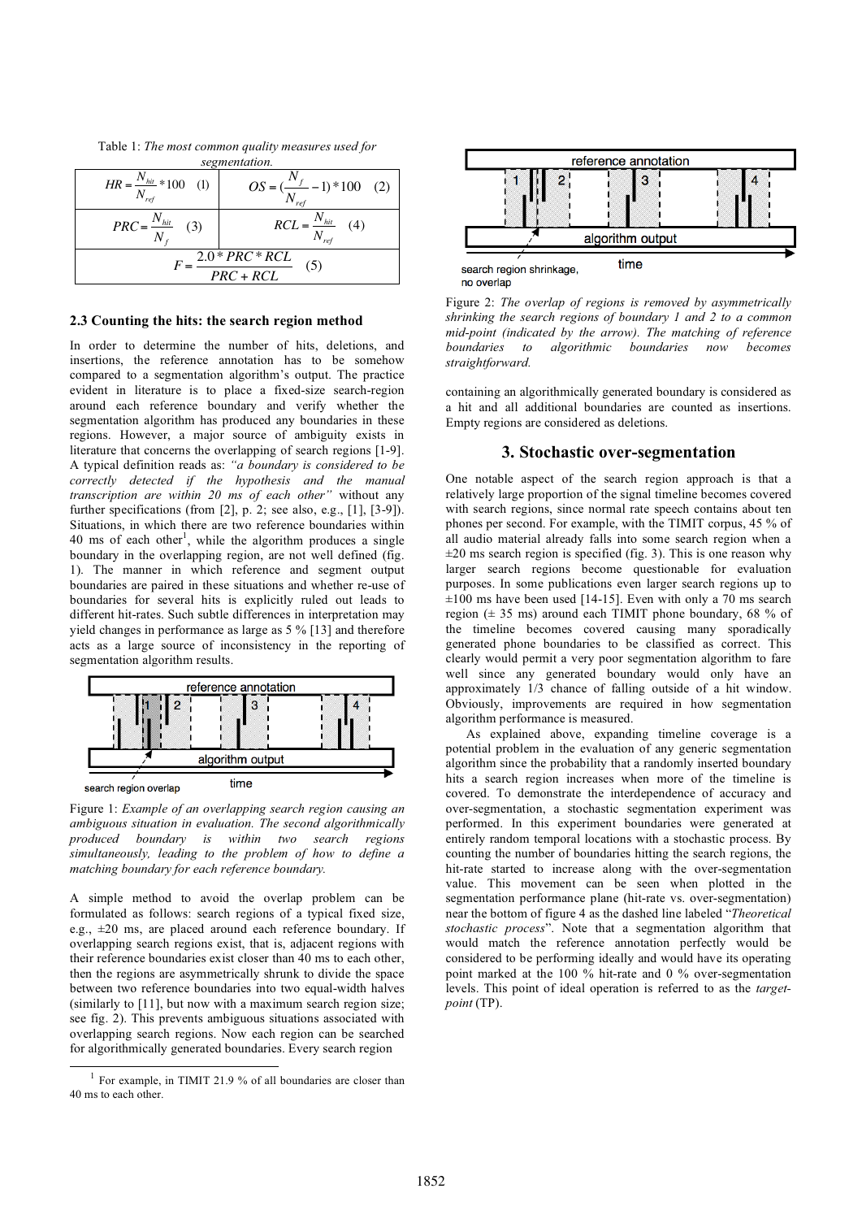Table 1: *The most common quality measures used for segmentation.*

| | |
|---|---|
| $HR = \frac{N_{hit}}{N_{ref}} * 100$ (1) | $OS = (\frac{N_f}{N_{ref}} - 1) * 100$ (2) |
| $PRC = \frac{N_{hit}}{N_f}$ (3) | $RCL = \frac{N_{hit}}{N_{ref}}$ (4) |
| $F = \frac{2.0 * PRC * RCL}{PRC + RCL}$ (5) | |

### 2.3 Counting the hits: the search region method

In order to determine the number of hits, deletions, and insertions, the reference annotation has to be somehow compared to a segmentation algorithm's output. The practice evident in literature is to place a fixed-size search-region around each reference boundary and verify whether the segmentation algorithm has produced any boundaries in these regions. However, a major source of ambiguity exists in literature that concerns the overlapping of search regions [1-9]. A typical definition reads as: *"a boundary is considered to be correctly detected if the hypothesis and the manual transcription are within 20 ms of each other"* without any further specifications (from [2], p. 2; see also, e.g., [1], [3-9]). Situations, in which there are two reference boundaries within 40 ms of each other[1], while the algorithm produces a single boundary in the overlapping region, are not well defined (fig. 1). The manner in which reference and segment output boundaries are paired in these situations and whether re-use of boundaries for several hits is explicitly ruled out leads to different hit-rates. Such subtle differences in interpretation may yield changes in performance as large as 5 % [13] and therefore acts as a large source of inconsistency in the reporting of segmentation algorithm results.

Figure 1: *Example of an overlapping search region causing an ambiguous situation in evaluation. The second algorithmically produced boundary is within two search regions simultaneously, leading to the problem of how to define a matching boundary for each reference boundary.*

A simple method to avoid the overlap problem can be formulated as follows: search regions of a typical fixed size, e.g., ±20 ms, are placed around each reference boundary. If overlapping search regions exist, that is, adjacent regions with their reference boundaries exist closer than 40 ms to each other, then the regions are asymmetrically shrunk to divide the space between two reference boundaries into two equal-width halves (similarly to [11], but now with a maximum search region size; see fig. 2). This prevents ambiguous situations associated with overlapping search regions. Now each region can be searched for algorithmically generated boundaries. Every search region containing an algorithmically generated boundary is considered as a hit and all additional boundaries are counted as insertions. Empty regions are considered as deletions.

[1] For example, in TIMIT 21.9 % of all boundaries are closer than 40 ms to each other.

Figure 2: *The overlap of regions is removed by asymmetrically shrinking the search regions of boundary 1 and 2 to a common mid-point (indicated by the arrow). The matching of reference boundaries to algorithmic boundaries now becomes straightforward.*

## 3. Stochastic over-segmentation

One notable aspect of the search region approach is that a relatively large proportion of the signal timeline becomes covered with search regions, since normal rate speech contains about ten phones per second. For example, with the TIMIT corpus, 45 % of all audio material already falls into some search region when a ±20 ms search region is specified (fig. 3). This is one reason why larger search regions become questionable for evaluation purposes. In some publications even larger search regions up to ±100 ms have been used [14-15]. Even with only a 70 ms search region (± 35 ms) around each TIMIT phone boundary, 68 % of the timeline becomes covered causing many sporadically generated phone boundaries to be classified as correct. This clearly would permit a very poor segmentation algorithm to fare well since any generated boundary would only have an approximately 1/3 chance of falling outside of a hit window. Obviously, improvements are required in how segmentation algorithm performance is measured.

As explained above, expanding timeline coverage is a potential problem in the evaluation of any generic segmentation algorithm since the probability that a randomly inserted boundary hits a search region increases when more of the timeline is covered. To demonstrate the interdependence of accuracy and over-segmentation, a stochastic segmentation experiment was performed. In this experiment boundaries were generated at entirely random temporal locations with a stochastic process. By counting the number of boundaries hitting the search regions, the hit-rate started to increase along with the over-segmentation value. This movement can be seen when plotted in the segmentation performance plane (hit-rate vs. over-segmentation) near the bottom of figure 4 as the dashed line labeled "*Theoretical stochastic process*". Note that a segmentation algorithm that would match the reference annotation perfectly would be considered to be performing ideally and would have its operating point marked at the 100 % hit-rate and 0 % over-segmentation levels. This point of ideal operation is referred to as the *target-point* (TP).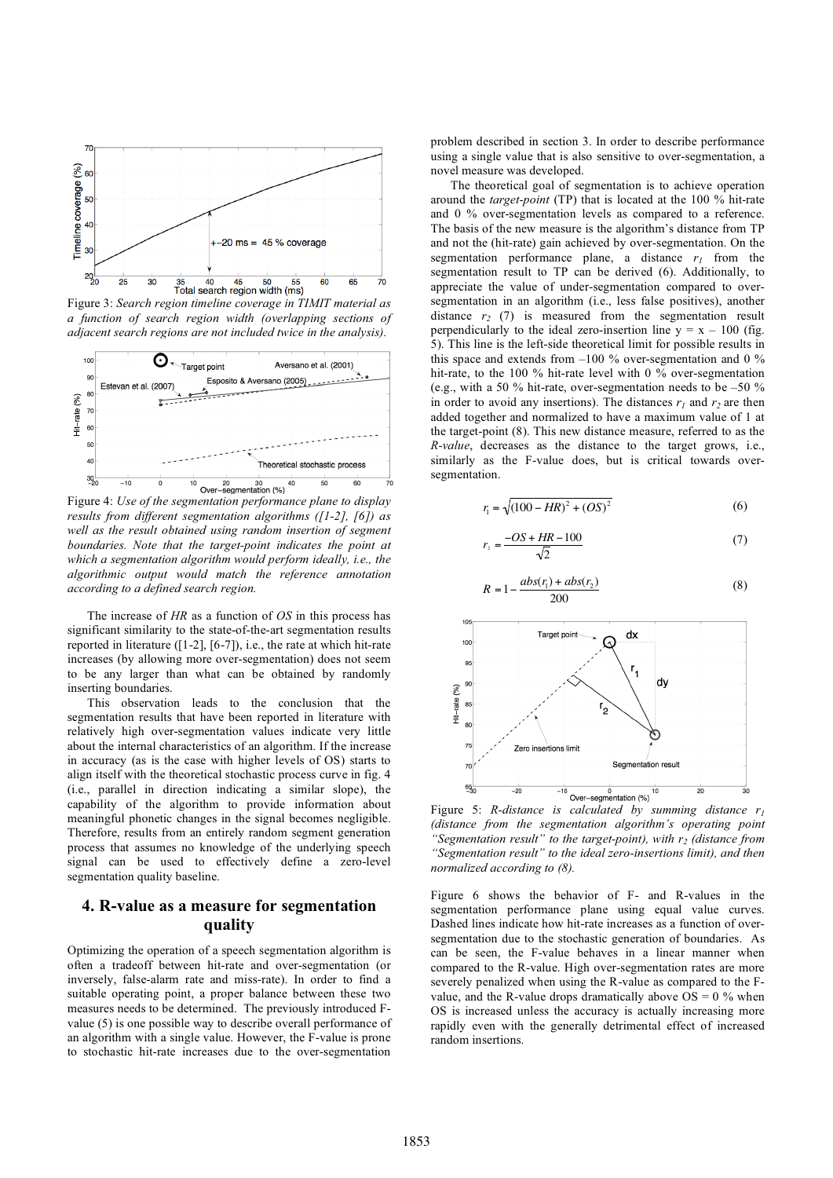Figure 3: *Search region timeline coverage in TIMIT material as a function of search region width (overlapping sections of adjacent search regions are not included twice in the analysis).*

Figure 4: *Use of the segmentation performance plane to display results from different segmentation algorithms ([1-2], [6]) as well as the result obtained using random insertion of segment boundaries. Note that the target-point indicates the point at which a segmentation algorithm would perform ideally, i.e., the algorithmic output would match the reference annotation according to a defined search region.*

The increase of *HR* as a function of *OS* in this process has significant similarity to the state-of-the-art segmentation results reported in literature ([1-2], [6-7]), i.e., the rate at which hit-rate increases (by allowing more over-segmentation) does not seem to be any larger than what can be obtained by randomly inserting boundaries.

This observation leads to the conclusion that the segmentation results that have been reported in literature with relatively high over-segmentation values indicate very little about the internal characteristics of an algorithm. If the increase in accuracy (as is the case with higher levels of OS) starts to align itself with the theoretical stochastic process curve in fig. 4 (i.e., parallel in direction indicating a similar slope), the capability of the algorithm to provide information about meaningful phonetic changes in the signal becomes negligible. Therefore, results from an entirely random segment generation process that assumes no knowledge of the underlying speech signal can be used to effectively define a zero-level segmentation quality baseline.

## 4. R-value as a measure for segmentation quality

Optimizing the operation of a speech segmentation algorithm is often a tradeoff between hit-rate and over-segmentation (or inversely, false-alarm rate and miss-rate). In order to find a suitable operating point, a proper balance between these two measures needs to be determined. The previously introduced F-value (5) is one possible way to describe overall performance of an algorithm with a single value. However, the F-value is prone to stochastic hit-rate increases due to the over-segmentation problem described in section 3. In order to describe performance using a single value that is also sensitive to over-segmentation, a novel measure was developed.

The theoretical goal of segmentation is to achieve operation around the *target-point* (TP) that is located at the 100 % hit-rate and 0 % over-segmentation levels as compared to a reference. The basis of the new measure is the algorithm's distance from TP and not the (hit-rate) gain achieved by over-segmentation. On the segmentation performance plane, a distance $r_1$ from the segmentation result to TP can be derived (6). Additionally, to appreciate the value of under-segmentation compared to over-segmentation in an algorithm (i.e., less false positives), another distance $r_2$ (7) is measured from the segmentation result perpendicularly to the ideal zero-insertion line $y = x - 100$ (fig. 5). This line is the left-side theoretical limit for possible results in this space and extends from –100 % over-segmentation and 0 % hit-rate, to the 100 % hit-rate level with 0 % over-segmentation (e.g., with a 50 % hit-rate, over-segmentation needs to be –50 % in order to avoid any insertions). The distances $r_1$ and $r_2$ are then added together and normalized to have a maximum value of 1 at the target-point (8). This new distance measure, referred to as the *R-value*, decreases as the distance to the target grows, i.e., similarly as the F-value does, but is critical towards over-segmentation.

$$r_1 = \sqrt{(100 - HR)^2 + (OS)^2} \tag{6}$$

$$r_2 = \frac{-OS + HR - 100}{\sqrt{2}} \tag{7}$$

$$R = 1 - \frac{abs(r_1) + abs(r_2)}{200} \tag{8}$$

Figure 5: *R-distance is calculated by summing distance $r_1$ (distance from the segmentation algorithm's operating point "Segmentation result" to the target-point), with $r_2$ (distance from "Segmentation result" to the ideal zero-insertions limit), and then normalized according to (8).*

Figure 6 shows the behavior of F- and R-values in the segmentation performance plane using equal value curves. Dashed lines indicate how hit-rate increases as a function of over-segmentation due to the stochastic generation of boundaries. As can be seen, the F-value behaves in a linear manner when compared to the R-value. High over-segmentation rates are more severely penalized when using the R-value as compared to the F-value, and the R-value drops dramatically above OS = 0 % when OS is increased unless the accuracy is actually increasing more rapidly even with the generally detrimental effect of increased random insertions.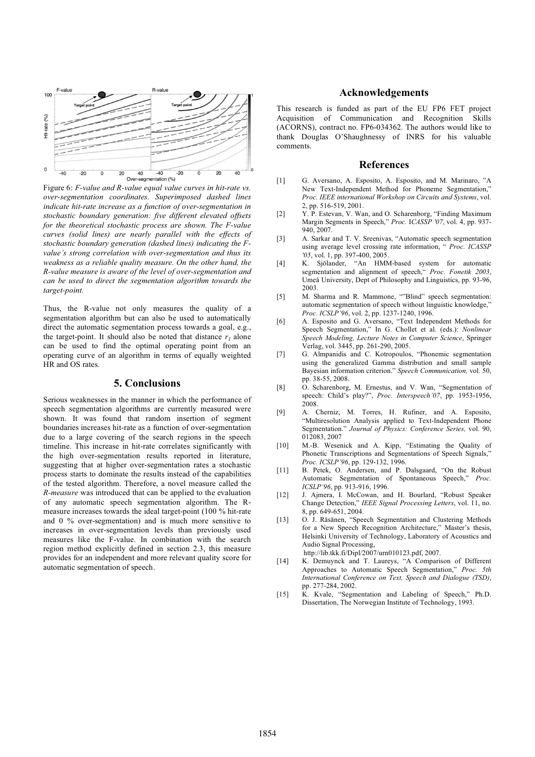F-value

R-value

100

Hit-rate (%)

Target point

Target point

0

-40 -20 0 20 40 -40 -20 0 20 40

Over-segmentation (%)

1

0

Figure 6: *F-value and R-value equal value curves in hit-rate vs. over-segmentation coordinates. Superimposed dashed lines indicate hit-rate increase as a function of over-segmentation in stochastic boundary generation: five different elevated offsets for the theoretical stochastic process are shown. The F-value curves (solid lines) are nearly parallel with the effects of stochastic boundary generation (dashed lines) indicating the F-value's strong correlation with over-segmentation and thus its weakness as a reliable quality measure. On the other hand, the R-value measure is aware of the level of over-segmentation and can be used to direct the segmentation algorithm towards the target-point.*

Thus, the R-value not only measures the quality of a segmentation algorithm but can also be used to automatically direct the automatic segmentation process towards a goal, e.g., the target-point. It should also be noted that distance $r_1$ alone can be used to find the optimal operating point from an operating curve of an algorithm in terms of equally weighted HR and OS rates.

## 5. Conclusions

Serious weaknesses in the manner in which the performance of speech segmentation algorithms are currently measured were shown. It was found that random insertion of segment boundaries increases hit-rate as a function of over-segmentation due to a large covering of the search regions in the speech timeline. This increase in hit-rate correlates significantly with the high over-segmentation results reported in literature, suggesting that at higher over-segmentation rates a stochastic process starts to dominate the results instead of the capabilities of the tested algorithm. Therefore, a novel measure called the *R-measure* was introduced that can be applied to the evaluation of any automatic speech segmentation algorithm. The R-measure increases towards the ideal target-point (100 % hit-rate and 0 % over-segmentation) and is much more sensitive to increases in over-segmentation levels than previously used measures like the F-value. In combination with the search region method explicitly defined in section 2.3, this measure provides for an independent and more relevant quality score for automatic segmentation of speech.

## Acknowledgements

This research is funded as part of the EU FP6 FET project Acquisition of Communication and Recognition Skills (ACORNS), contract no. FP6-034362. The authors would like to thank Douglas O'Shaughnessy of INRS for his valuable comments.

## References

[1] G. Aversano, A. Esposito, A. Esposito, and M. Marinaro, "A New Text-Independent Method for Phoneme Segmentation," *Proc. IEEE international Workshop on Circuits and Systems*, vol. 2, pp. 516-519, 2001.

[2] Y. P. Estevan, V. Wan, and O. Scharenborg, "Finding Maximum Margin Segments in Speech," *Proc. ICASSP '07*, vol. 4, pp. 937-940, 2007.

[3] A. Sarkar and T. V. Sreenivas, "Automatic speech segmentation using average level crossing rate information, " *Proc. ICASSP '05*, vol. 1, pp. 397-400, 2005.

[4] K. Sjölander, "An HMM-based system for automatic segmentation and alignment of speech," *Proc. Fonetik 2003*, Umeå University, Dept of Philosophy and Linguistics, pp. 93-96, 2003.

[5] M. Sharma and R. Mammone, ""Blind" speech segmentation: automatic segmentation of speech without linguistic knowledge," *Proc. ICSLP'96*, vol. 2, pp. 1237-1240, 1996.

[6] A. Esposito and G. Aversano, "Text Independent Methods for Speech Segmentation," In G. Chollet et al. (eds.): *Nonlinear Speech Modeling, Lecture Notes in Computer Science*, Springer Verlag, vol. 3445, pp. 261-290, 2005.

[7] G. Almpanidis and C. Kotropoulos, "Phonemic segmentation using the generalized Gamma distribution and small sample Bayesian information criterion." *Speech Communication,* vol. 50, pp. 38-55, 2008.

[8] O. Scharenborg, M. Ernestus, and V. Wan, "Segmentation of speech: Child's play?", *Proc. Interspeech'07*, pp. 1953-1956, 2008.

[9] A. Cherniz, M. Torres, H. Rufiner, and A. Esposito, "Multiresolution Analysis applied to Text-Independent Phone Segmentation." *Journal of Physics: Conference Series,* vol. 90, 012083, 2007

[10] M.-B. Wesenick and A. Kipp, "Estimating the Quality of Phonetic Transcriptions and Segmentations of Speech Signals," *Proc. ICSLP'96*, pp. 129-132, 1996.

[11] B. Petek, O. Andersen, and P. Dalsgaard, "On the Robust Automatic Segmentation of Spontaneous Speech," *Proc. ICSLP'96*, pp. 913-916, 1996.

[12] J. Ajmera, I. McCowan, and H. Bourlard, "Robust Speaker Change Detection," *IEEE Signal Processing Letters*, vol. 11, no. 8, pp. 649-651, 2004.

[13] O. J. Räsänen, "Speech Segmentation and Clustering Methods for a New Speech Recognition Architecture," Master's thesis, Helsinki University of Technology, Laboratory of Acoustics and Audio Signal Processing, http://lib.tkk.fi/Dipl/2007/urn010123.pdf, 2007.

[14] K. Demuynck and T. Laureys, "A Comparison of Different Approaches to Automatic Speech Segmentation," *Proc. 5th International Conference on Text, Speech and Dialogue (TSD)*, pp. 277-284, 2002.

[15] K. Kvale, "Segmentation and Labeling of Speech," Ph.D. Dissertation, The Norwegian Institute of Technology, 1993.